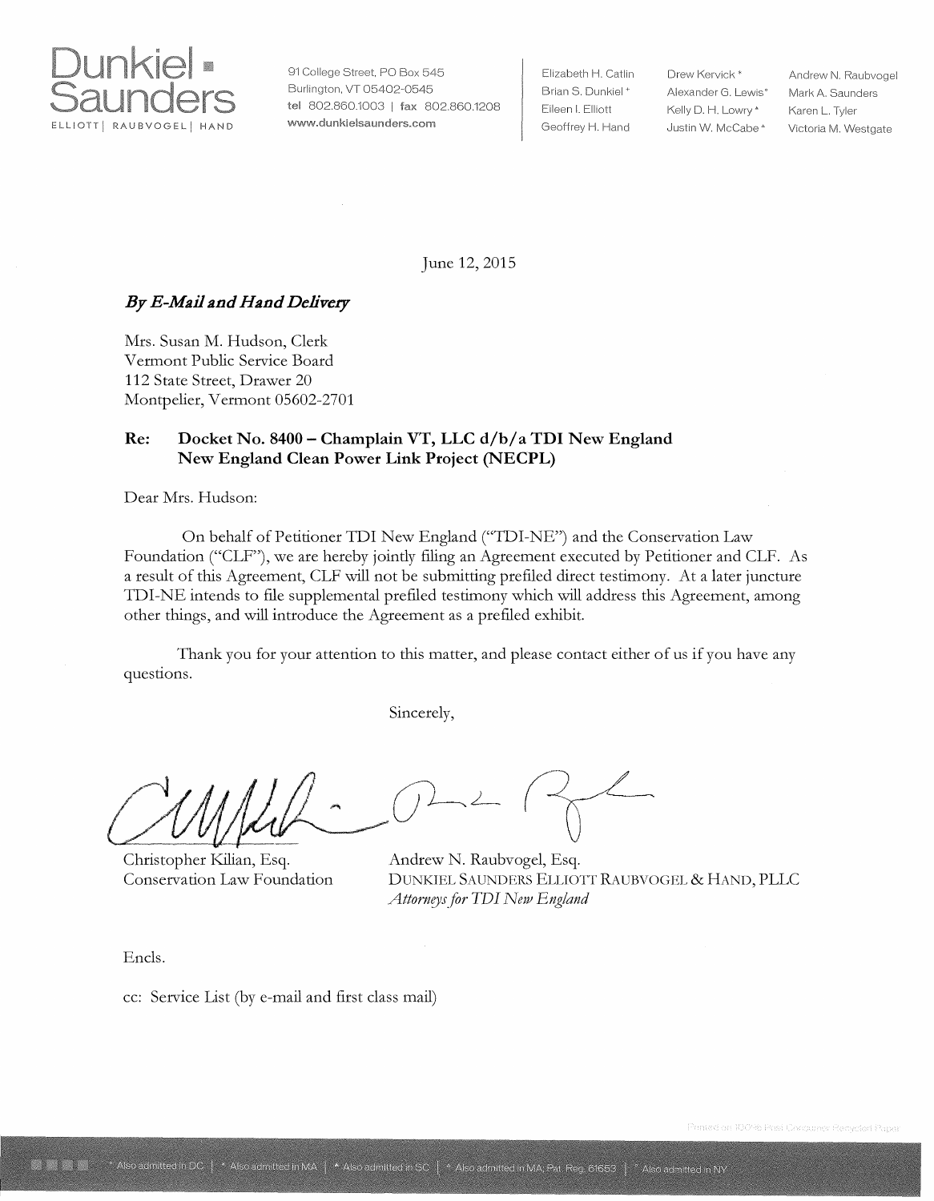# Dunkiel Saunders

ELLIOTT | RAUBVOGEL | HAND

91 College Street, PO Box 545
Burlington, VT 05402-0545
tel 802.860.1003 | fax 802.860.1208
www.dunkielsaunders.com

Elizabeth H. Catlin
Brian S. Dunkiel
Eileen I. Elliott
Geoffrey H. Hand
Drew Kervick
Alexander G. Lewis
Kelly D. H. Lowry
Justin W. McCabe
Andrew N. Raubvogel
Mark A. Saunders
Karen L. Tyler
Victoria M. Westgate

June 12, 2015

***By E-Mail and Hand Delivery***

Mrs. Susan M. Hudson, Clerk
Vermont Public Service Board
112 State Street, Drawer 20
Montpelier, Vermont 05602-2701

**Re: Docket No. 8400 – Champlain VT, LLC d/b/a TDI New England New England Clean Power Link Project (NECPL)**

Dear Mrs. Hudson:

On behalf of Petitioner TDI New England ("TDI-NE") and the Conservation Law Foundation ("CLF"), we are hereby jointly filing an Agreement executed by Petitioner and CLF. As a result of this Agreement, CLF will not be submitting prefiled direct testimony. At a later juncture TDI-NE intends to file supplemental prefiled testimony which will address this Agreement, among other things, and will introduce the Agreement as a prefiled exhibit.

Thank you for your attention to this matter, and please contact either of us if you have any questions.

Sincerely,

Christopher Kilian, Esq.
Conservation Law Foundation

Andrew N. Raubvogel, Esq.
DUNKIEL SAUNDERS ELLIOTT RAUBVOGEL & HAND, PLLC
*Attorneys for TDI New England*

Encls.

cc: Service List (by e-mail and first class mail)

Printed on 100% Post Consumer Recycled Paper

* Also admitted in DC | * Also admitted in MA | * Also admitted in SC | * Also admitted in MA; Pat. Reg. 61653 | * Also admitted in NY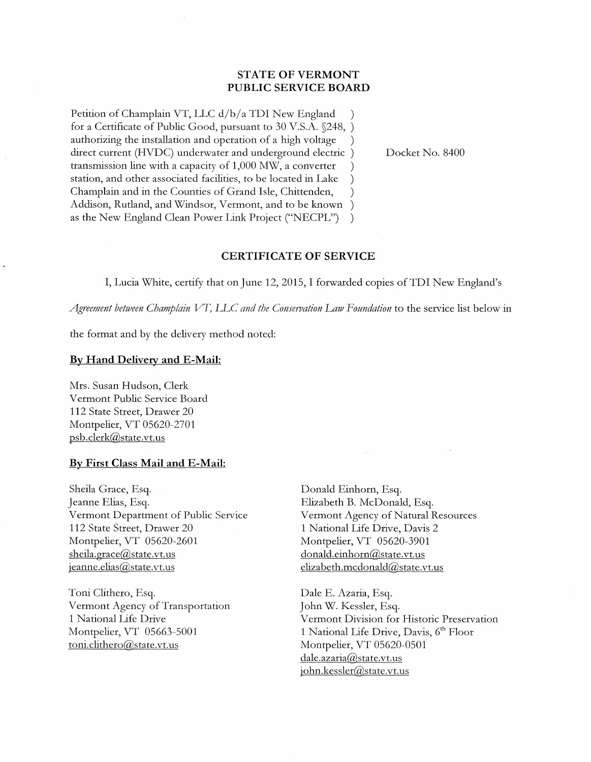**STATE OF VERMONT**
**PUBLIC SERVICE BOARD**

Petition of Champlain VT, LLC d/b/a TDI New England for a Certificate of Public Good, pursuant to 30 V.S.A. §248, authorizing the installation and operation of a high voltage direct current (HVDC) underwater and underground electric transmission line with a capacity of 1,000 MW, a converter station, and other associated facilities, to be located in Lake Champlain and in the Counties of Grand Isle, Chittenden, Addison, Rutland, and Windsor, Vermont, and to be known as the New England Clean Power Link Project ("NECPL")

Docket No. 8400

**CERTIFICATE OF SERVICE**

I, Lucia White, certify that on June 12, 2015, I forwarded copies of TDI New England's *Agreement between Champlain VT, LLC and the Conservation Law Foundation* to the service list below in the format and by the delivery method noted:

**By Hand Delivery and E-Mail:**

Mrs. Susan Hudson, Clerk
Vermont Public Service Board
112 State Street, Drawer 20
Montpelier, VT 05620-2701
psb.clerk@state.vt.us

**By First Class Mail and E-Mail:**

Sheila Grace, Esq.
Jeanne Elias, Esq.
Vermont Department of Public Service
112 State Street, Drawer 20
Montpelier, VT 05620-2601
sheila.grace@state.vt.us
jeanne.elias@state.vt.us

Donald Einhorn, Esq.
Elizabeth B. McDonald, Esq.
Vermont Agency of Natural Resources
1 National Life Drive, Davis 2
Montpelier, VT 05620-3901
donald.einhorn@state.vt.us
elizabeth.mcdonald@state.vt.us

Toni Clithero, Esq.
Vermont Agency of Transportation
1 National Life Drive
Montpelier, VT 05663-5001
toni.clithero@state.vt.us

Dale E. Azaria, Esq.
John W. Kessler, Esq.
Vermont Division for Historic Preservation
1 National Life Drive, Davis, 6th Floor
Montpelier, VT 05620-0501
dale.azaria@state.vt.us
john.kessler@state.vt.us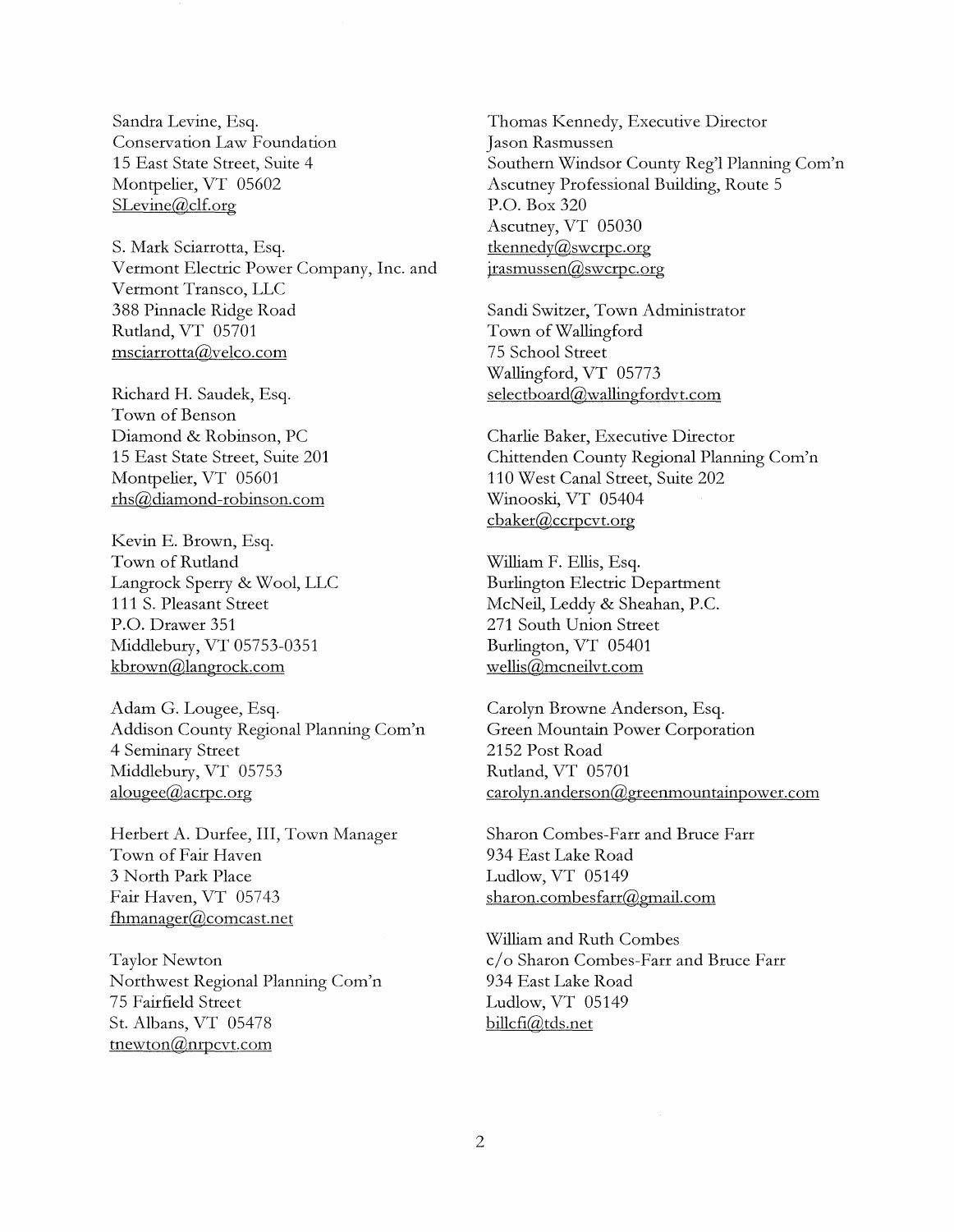Sandra Levine, Esq.
Conservation Law Foundation
15 East State Street, Suite 4
Montpelier, VT 05602
SLevine@clf.org

S. Mark Sciarrotta, Esq.
Vermont Electric Power Company, Inc. and
Vermont Transco, LLC
388 Pinnacle Ridge Road
Rutland, VT 05701
msciarrotta@velco.com

Richard H. Saudek, Esq.
Town of Benson
Diamond & Robinson, PC
15 East State Street, Suite 201
Montpelier, VT 05601
rhs@diamond-robinson.com

Kevin E. Brown, Esq.
Town of Rutland
Langrock Sperry & Wool, LLC
111 S. Pleasant Street
P.O. Drawer 351
Middlebury, VT 05753-0351
kbrown@langrock.com

Adam G. Lougee, Esq.
Addison County Regional Planning Com'n
4 Seminary Street
Middlebury, VT 05753
alougee@acrpc.org

Herbert A. Durfee, III, Town Manager
Town of Fair Haven
3 North Park Place
Fair Haven, VT 05743
fhmanager@comcast.net

Taylor Newton
Northwest Regional Planning Com'n
75 Fairfield Street
St. Albans, VT 05478
tnewton@nrpcvt.com

Thomas Kennedy, Executive Director
Jason Rasmussen
Southern Windsor County Reg'l Planning Com'n
Ascutney Professional Building, Route 5
P.O. Box 320
Ascutney, VT 05030
tkennedy@swcrpc.org
jrasmussen@swcrpc.org

Sandi Switzer, Town Administrator
Town of Wallingford
75 School Street
Wallingford, VT 05773
selectboard@wallingfordvt.com

Charlie Baker, Executive Director
Chittenden County Regional Planning Com'n
110 West Canal Street, Suite 202
Winooski, VT 05404
cbaker@ccrpcvt.org

William F. Ellis, Esq.
Burlington Electric Department
McNeil, Leddy & Sheahan, P.C.
271 South Union Street
Burlington, VT 05401
wellis@mcneilvt.com

Carolyn Browne Anderson, Esq.
Green Mountain Power Corporation
2152 Post Road
Rutland, VT 05701
carolyn.anderson@greenmountainpower.com

Sharon Combes-Farr and Bruce Farr
934 East Lake Road
Ludlow, VT 05149
sharon.combesfarr@gmail.com

William and Ruth Combes
c/o Sharon Combes-Farr and Bruce Farr
934 East Lake Road
Ludlow, VT 05149
billcfi@tds.net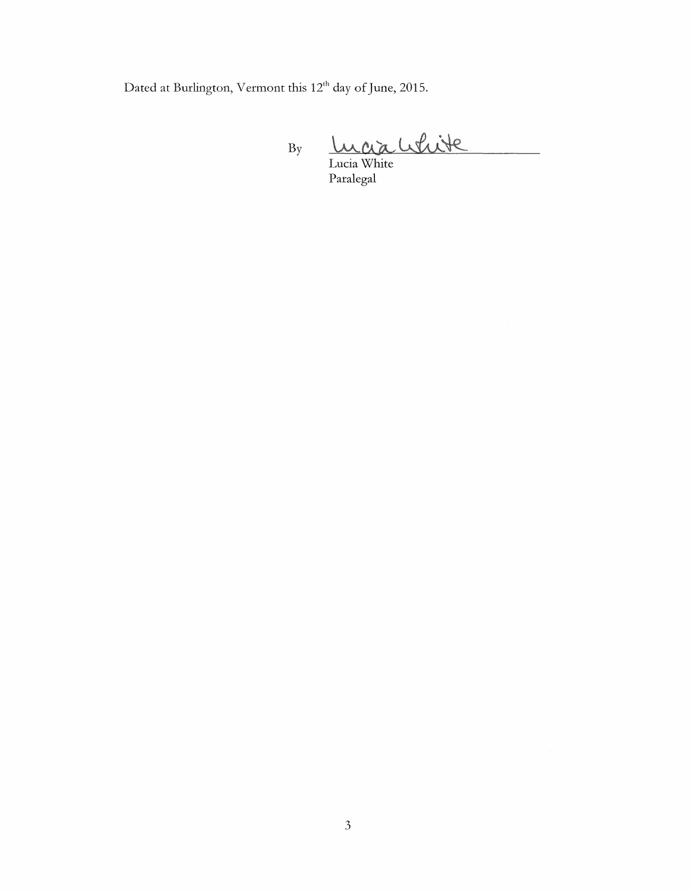Dated at Burlington, Vermont this 12th day of June, 2015.

By Lucia White

Lucia White
Paralegal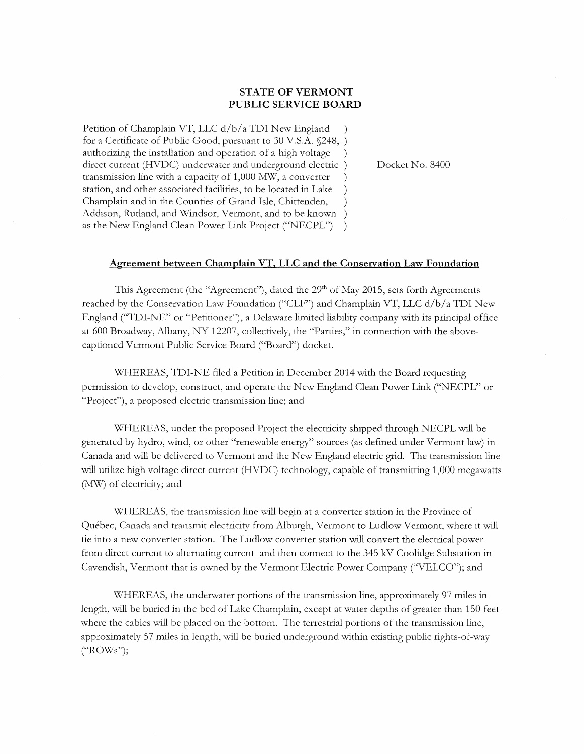## STATE OF VERMONT
## PUBLIC SERVICE BOARD

Petition of Champlain VT, LLC d/b/a TDI New England for a Certificate of Public Good, pursuant to 30 V.S.A. §248, authorizing the installation and operation of a high voltage direct current (HVDC) underwater and underground electric transmission line with a capacity of 1,000 MW, a converter station, and other associated facilities, to be located in Lake Champlain and in the Counties of Grand Isle, Chittenden, Addison, Rutland, and Windsor, Vermont, and to be known as the New England Clean Power Link Project ("NECPL")

Docket No. 8400

### Agreement between Champlain VT, LLC and the Conservation Law Foundation

This Agreement (the "Agreement"), dated the 29th of May 2015, sets forth Agreements reached by the Conservation Law Foundation ("CLF") and Champlain VT, LLC d/b/a TDI New England ("TDI-NE" or "Petitioner"), a Delaware limited liability company with its principal office at 600 Broadway, Albany, NY 12207, collectively, the "Parties," in connection with the above-captioned Vermont Public Service Board ("Board") docket.

WHEREAS, TDI-NE filed a Petition in December 2014 with the Board requesting permission to develop, construct, and operate the New England Clean Power Link ("NECPL" or "Project"), a proposed electric transmission line; and

WHEREAS, under the proposed Project the electricity shipped through NECPL will be generated by hydro, wind, or other "renewable energy" sources (as defined under Vermont law) in Canada and will be delivered to Vermont and the New England electric grid. The transmission line will utilize high voltage direct current (HVDC) technology, capable of transmitting 1,000 megawatts (MW) of electricity; and

WHEREAS, the transmission line will begin at a converter station in the Province of Québec, Canada and transmit electricity from Alburgh, Vermont to Ludlow Vermont, where it will tie into a new converter station. The Ludlow converter station will convert the electrical power from direct current to alternating current and then connect to the 345 kV Coolidge Substation in Cavendish, Vermont that is owned by the Vermont Electric Power Company ("VELCO"); and

WHEREAS, the underwater portions of the transmission line, approximately 97 miles in length, will be buried in the bed of Lake Champlain, except at water depths of greater than 150 feet where the cables will be placed on the bottom. The terrestrial portions of the transmission line, approximately 57 miles in length, will be buried underground within existing public rights-of-way ("ROWs");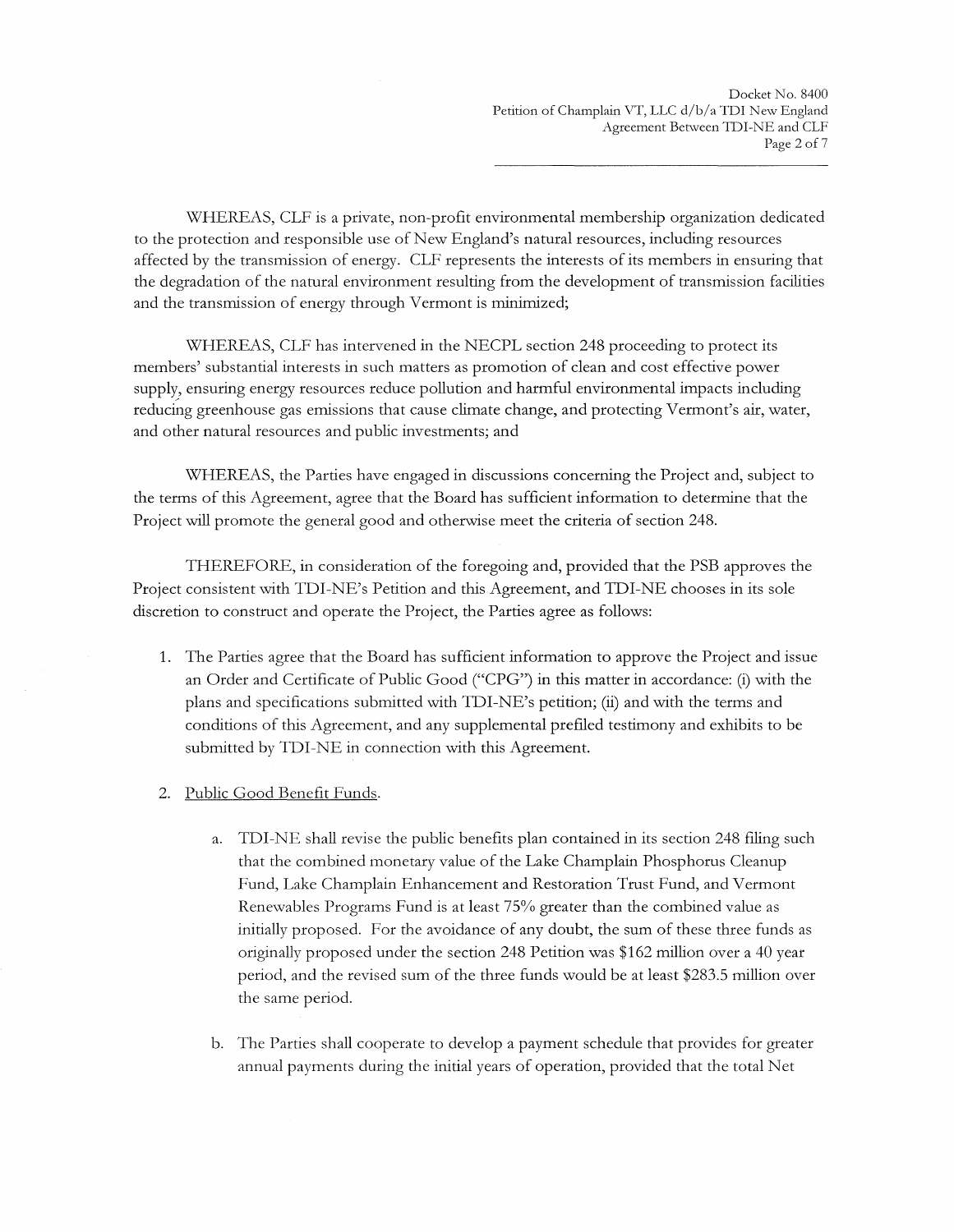WHEREAS, CLF is a private, non-profit environmental membership organization dedicated to the protection and responsible use of New England's natural resources, including resources affected by the transmission of energy. CLF represents the interests of its members in ensuring that the degradation of the natural environment resulting from the development of transmission facilities and the transmission of energy through Vermont is minimized;

WHEREAS, CLF has intervened in the NECPL section 248 proceeding to protect its members' substantial interests in such matters as promotion of clean and cost effective power supply, ensuring energy resources reduce pollution and harmful environmental impacts including reducing greenhouse gas emissions that cause climate change, and protecting Vermont's air, water, and other natural resources and public investments; and

WHEREAS, the Parties have engaged in discussions concerning the Project and, subject to the terms of this Agreement, agree that the Board has sufficient information to determine that the Project will promote the general good and otherwise meet the criteria of section 248.

THEREFORE, in consideration of the foregoing and, provided that the PSB approves the Project consistent with TDI-NE's Petition and this Agreement, and TDI-NE chooses in its sole discretion to construct and operate the Project, the Parties agree as follows:

1. The Parties agree that the Board has sufficient information to approve the Project and issue an Order and Certificate of Public Good ("CPG") in this matter in accordance: (i) with the plans and specifications submitted with TDI-NE's petition; (ii) and with the terms and conditions of this Agreement, and any supplemental prefiled testimony and exhibits to be submitted by TDI-NE in connection with this Agreement.

2. Public Good Benefit Funds.

   a. TDI-NE shall revise the public benefits plan contained in its section 248 filing such that the combined monetary value of the Lake Champlain Phosphorus Cleanup Fund, Lake Champlain Enhancement and Restoration Trust Fund, and Vermont Renewables Programs Fund is at least 75% greater than the combined value as initially proposed. For the avoidance of any doubt, the sum of these three funds as originally proposed under the section 248 Petition was $162 million over a 40 year period, and the revised sum of the three funds would be at least $283.5 million over the same period.

   b. The Parties shall cooperate to develop a payment schedule that provides for greater annual payments during the initial years of operation, provided that the total Net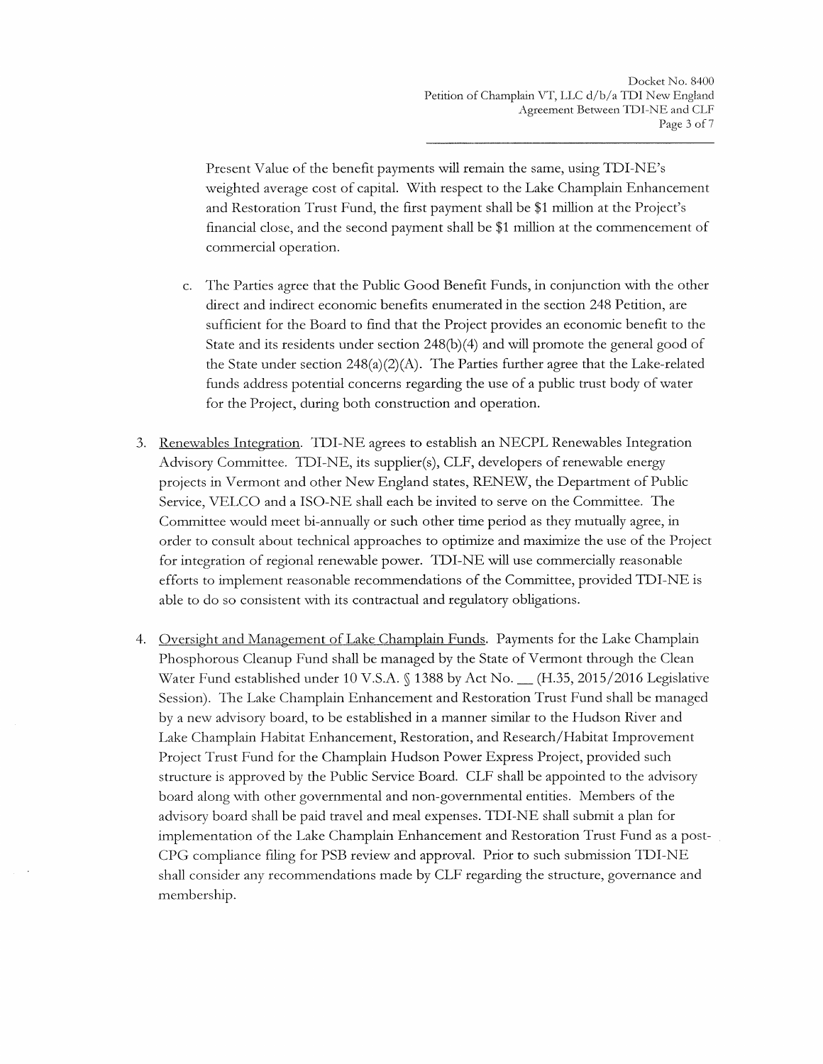Present Value of the benefit payments will remain the same, using TDI-NE's weighted average cost of capital. With respect to the Lake Champlain Enhancement and Restoration Trust Fund, the first payment shall be $1 million at the Project's financial close, and the second payment shall be $1 million at the commencement of commercial operation.

c. The Parties agree that the Public Good Benefit Funds, in conjunction with the other direct and indirect economic benefits enumerated in the section 248 Petition, are sufficient for the Board to find that the Project provides an economic benefit to the State and its residents under section 248(b)(4) and will promote the general good of the State under section 248(a)(2)(A). The Parties further agree that the Lake-related funds address potential concerns regarding the use of a public trust body of water for the Project, during both construction and operation.

3. Renewables Integration. TDI-NE agrees to establish an NECPL Renewables Integration Advisory Committee. TDI-NE, its supplier(s), CLF, developers of renewable energy projects in Vermont and other New England states, RENEW, the Department of Public Service, VELCO and a ISO-NE shall each be invited to serve on the Committee. The Committee would meet bi-annually or such other time period as they mutually agree, in order to consult about technical approaches to optimize and maximize the use of the Project for integration of regional renewable power. TDI-NE will use commercially reasonable efforts to implement reasonable recommendations of the Committee, provided TDI-NE is able to do so consistent with its contractual and regulatory obligations.

4. Oversight and Management of Lake Champlain Funds. Payments for the Lake Champlain Phosphorous Cleanup Fund shall be managed by the State of Vermont through the Clean Water Fund established under 10 V.S.A. § 1388 by Act No. __ (H.35, 2015/2016 Legislative Session). The Lake Champlain Enhancement and Restoration Trust Fund shall be managed by a new advisory board, to be established in a manner similar to the Hudson River and Lake Champlain Habitat Enhancement, Restoration, and Research/Habitat Improvement Project Trust Fund for the Champlain Hudson Power Express Project, provided such structure is approved by the Public Service Board. CLF shall be appointed to the advisory board along with other governmental and non-governmental entities. Members of the advisory board shall be paid travel and meal expenses. TDI-NE shall submit a plan for implementation of the Lake Champlain Enhancement and Restoration Trust Fund as a post-CPG compliance filing for PSB review and approval. Prior to such submission TDI-NE shall consider any recommendations made by CLF regarding the structure, governance and membership.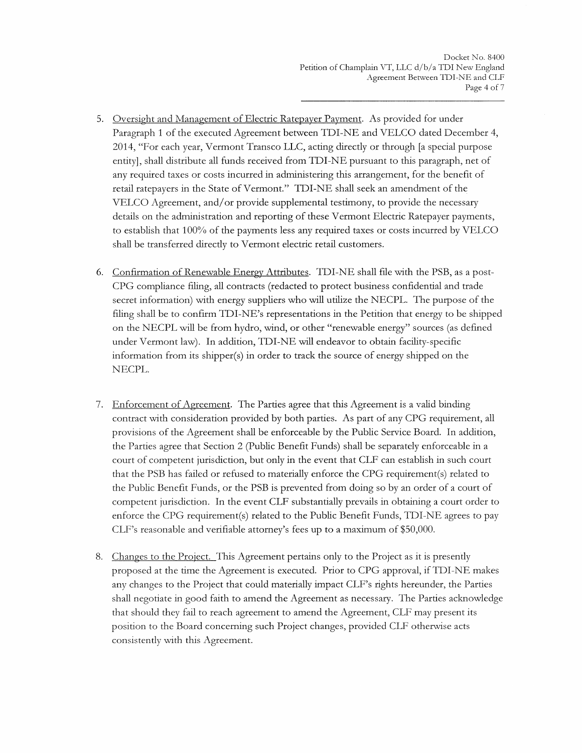5. Oversight and Management of Electric Ratepayer Payment. As provided for under Paragraph 1 of the executed Agreement between TDI-NE and VELCO dated December 4, 2014, "For each year, Vermont Transco LLC, acting directly or through [a special purpose entity], shall distribute all funds received from TDI-NE pursuant to this paragraph, net of any required taxes or costs incurred in administering this arrangement, for the benefit of retail ratepayers in the State of Vermont." TDI-NE shall seek an amendment of the VELCO Agreement, and/or provide supplemental testimony, to provide the necessary details on the administration and reporting of these Vermont Electric Ratepayer payments, to establish that 100% of the payments less any required taxes or costs incurred by VELCO shall be transferred directly to Vermont electric retail customers.

6. Confirmation of Renewable Energy Attributes. TDI-NE shall file with the PSB, as a post-CPG compliance filing, all contracts (redacted to protect business confidential and trade secret information) with energy suppliers who will utilize the NECPL. The purpose of the filing shall be to confirm TDI-NE's representations in the Petition that energy to be shipped on the NECPL will be from hydro, wind, or other "renewable energy" sources (as defined under Vermont law). In addition, TDI-NE will endeavor to obtain facility-specific information from its shipper(s) in order to track the source of energy shipped on the NECPL.

7. Enforcement of Agreement. The Parties agree that this Agreement is a valid binding contract with consideration provided by both parties. As part of any CPG requirement, all provisions of the Agreement shall be enforceable by the Public Service Board. In addition, the Parties agree that Section 2 (Public Benefit Funds) shall be separately enforceable in a court of competent jurisdiction, but only in the event that CLF can establish in such court that the PSB has failed or refused to materially enforce the CPG requirement(s) related to the Public Benefit Funds, or the PSB is prevented from doing so by an order of a court of competent jurisdiction. In the event CLF substantially prevails in obtaining a court order to enforce the CPG requirement(s) related to the Public Benefit Funds, TDI-NE agrees to pay CLF's reasonable and verifiable attorney's fees up to a maximum of $50,000.

8. Changes to the Project. This Agreement pertains only to the Project as it is presently proposed at the time the Agreement is executed. Prior to CPG approval, if TDI-NE makes any changes to the Project that could materially impact CLF's rights hereunder, the Parties shall negotiate in good faith to amend the Agreement as necessary. The Parties acknowledge that should they fail to reach agreement to amend the Agreement, CLF may present its position to the Board concerning such Project changes, provided CLF otherwise acts consistently with this Agreement.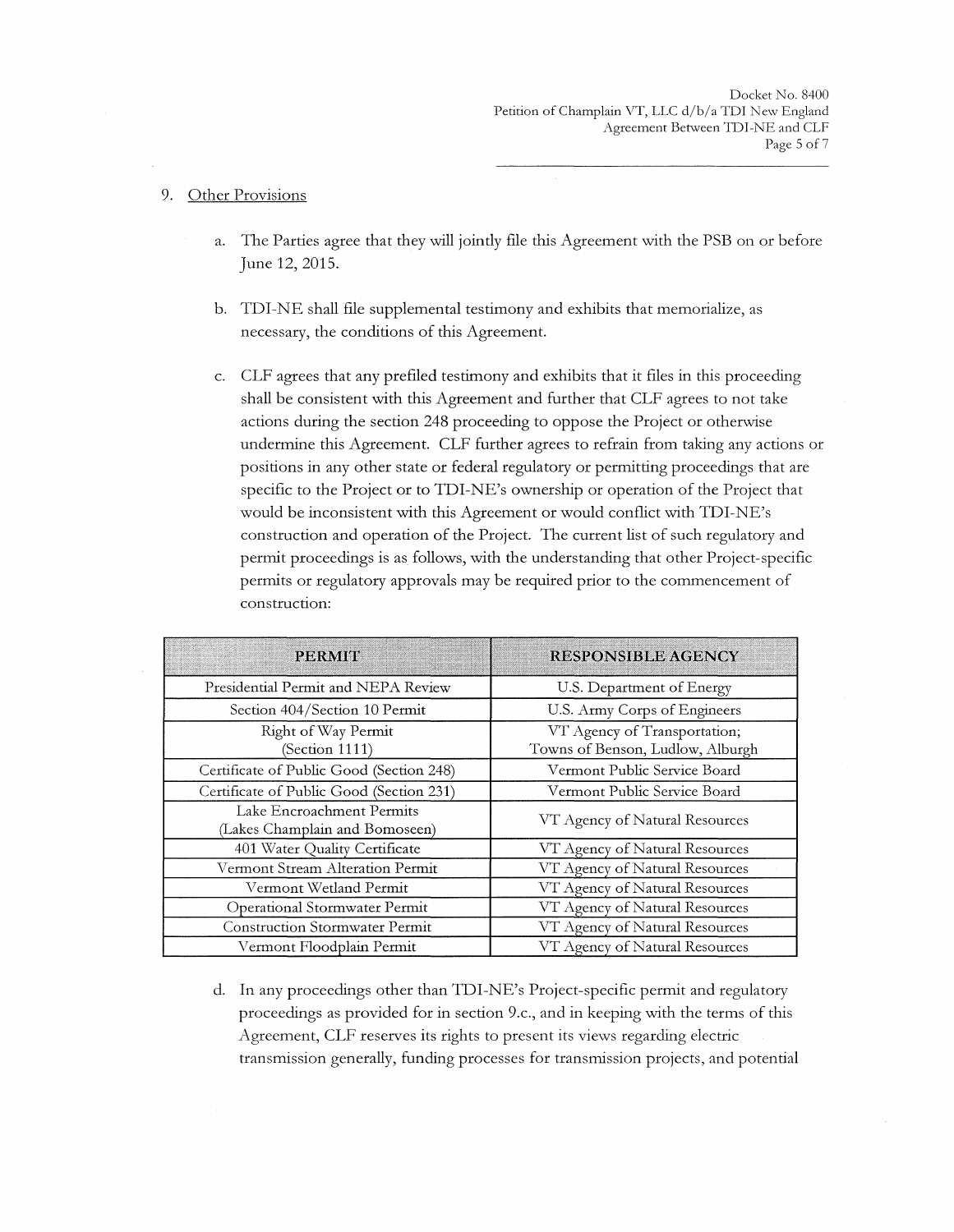9. Other Provisions

   a. The Parties agree that they will jointly file this Agreement with the PSB on or before June 12, 2015.

   b. TDI-NE shall file supplemental testimony and exhibits that memorialize, as necessary, the conditions of this Agreement.

   c. CLF agrees that any prefiled testimony and exhibits that it files in this proceeding shall be consistent with this Agreement and further that CLF agrees to not take actions during the section 248 proceeding to oppose the Project or otherwise undermine this Agreement. CLF further agrees to refrain from taking any actions or positions in any other state or federal regulatory or permitting proceedings that are specific to the Project or to TDI-NE's ownership or operation of the Project that would be inconsistent with this Agreement or would conflict with TDI-NE's construction and operation of the Project. The current list of such regulatory and permit proceedings is as follows, with the understanding that other Project-specific permits or regulatory approvals may be required prior to the commencement of construction:

| PERMIT | RESPONSIBLE AGENCY |
|---|---|
| Presidential Permit and NEPA Review | U.S. Department of Energy |
| Section 404/Section 10 Permit | U.S. Army Corps of Engineers |
| Right of Way Permit (Section 1111) | VT Agency of Transportation; Towns of Benson, Ludlow, Alburgh |
| Certificate of Public Good (Section 248) | Vermont Public Service Board |
| Certificate of Public Good (Section 231) | Vermont Public Service Board |
| Lake Encroachment Permits (Lakes Champlain and Bomoseen) | VT Agency of Natural Resources |
| 401 Water Quality Certificate | VT Agency of Natural Resources |
| Vermont Stream Alteration Permit | VT Agency of Natural Resources |
| Vermont Wetland Permit | VT Agency of Natural Resources |
| Operational Stormwater Permit | VT Agency of Natural Resources |
| Construction Stormwater Permit | VT Agency of Natural Resources |
| Vermont Floodplain Permit | VT Agency of Natural Resources |

   d. In any proceedings other than TDI-NE's Project-specific permit and regulatory proceedings as provided for in section 9.c., and in keeping with the terms of this Agreement, CLF reserves its rights to present its views regarding electric transmission generally, funding processes for transmission projects, and potential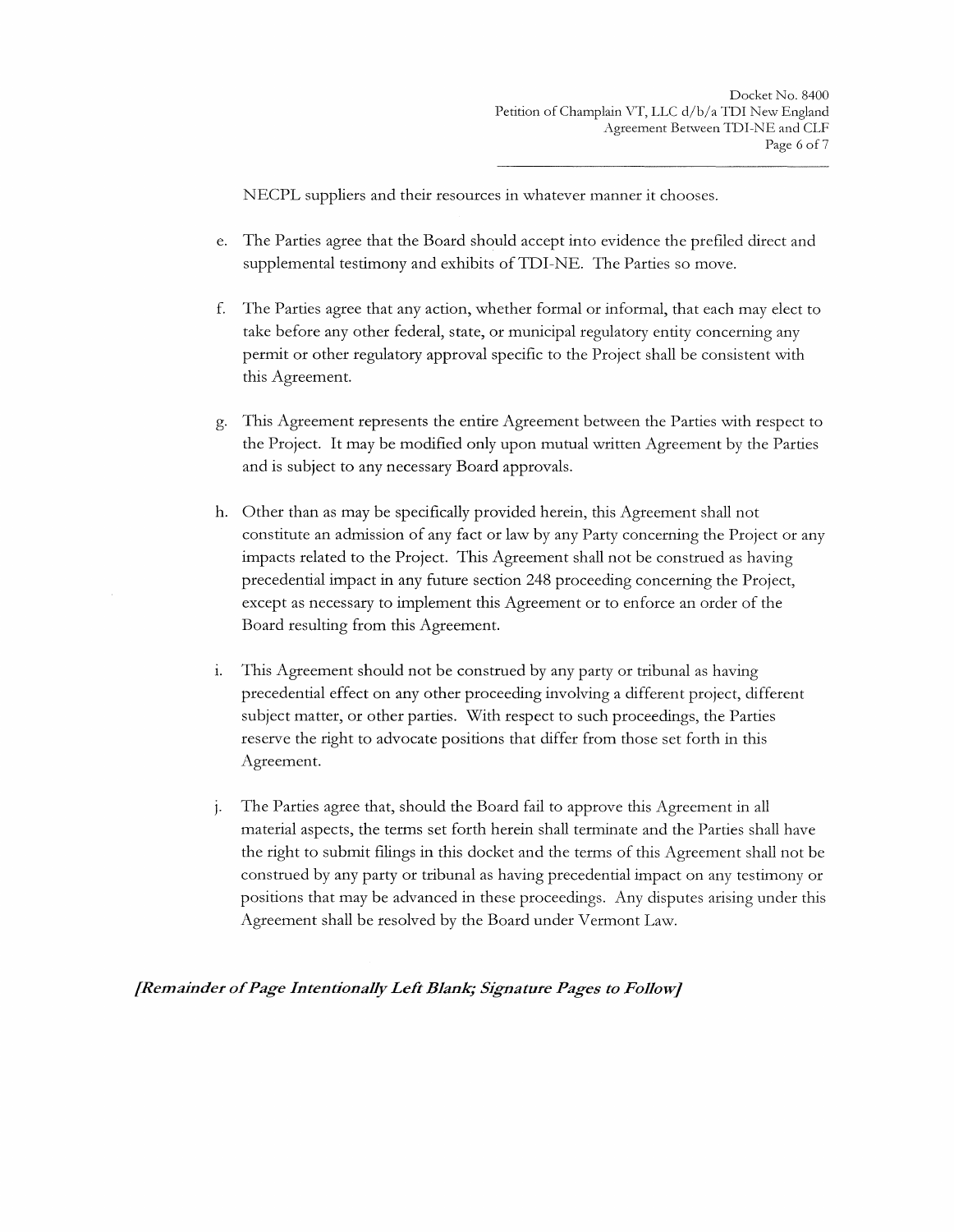NECPL suppliers and their resources in whatever manner it chooses.

e. The Parties agree that the Board should accept into evidence the prefiled direct and supplemental testimony and exhibits of TDI-NE. The Parties so move.

f. The Parties agree that any action, whether formal or informal, that each may elect to take before any other federal, state, or municipal regulatory entity concerning any permit or other regulatory approval specific to the Project shall be consistent with this Agreement.

g. This Agreement represents the entire Agreement between the Parties with respect to the Project. It may be modified only upon mutual written Agreement by the Parties and is subject to any necessary Board approvals.

h. Other than as may be specifically provided herein, this Agreement shall not constitute an admission of any fact or law by any Party concerning the Project or any impacts related to the Project. This Agreement shall not be construed as having precedential impact in any future section 248 proceeding concerning the Project, except as necessary to implement this Agreement or to enforce an order of the Board resulting from this Agreement.

i. This Agreement should not be construed by any party or tribunal as having precedential effect on any other proceeding involving a different project, different subject matter, or other parties. With respect to such proceedings, the Parties reserve the right to advocate positions that differ from those set forth in this Agreement.

j. The Parties agree that, should the Board fail to approve this Agreement in all material aspects, the terms set forth herein shall terminate and the Parties shall have the right to submit filings in this docket and the terms of this Agreement shall not be construed by any party or tribunal as having precedential impact on any testimony or positions that may be advanced in these proceedings. Any disputes arising under this Agreement shall be resolved by the Board under Vermont Law.

***[Remainder of Page Intentionally Left Blank; Signature Pages to Follow]***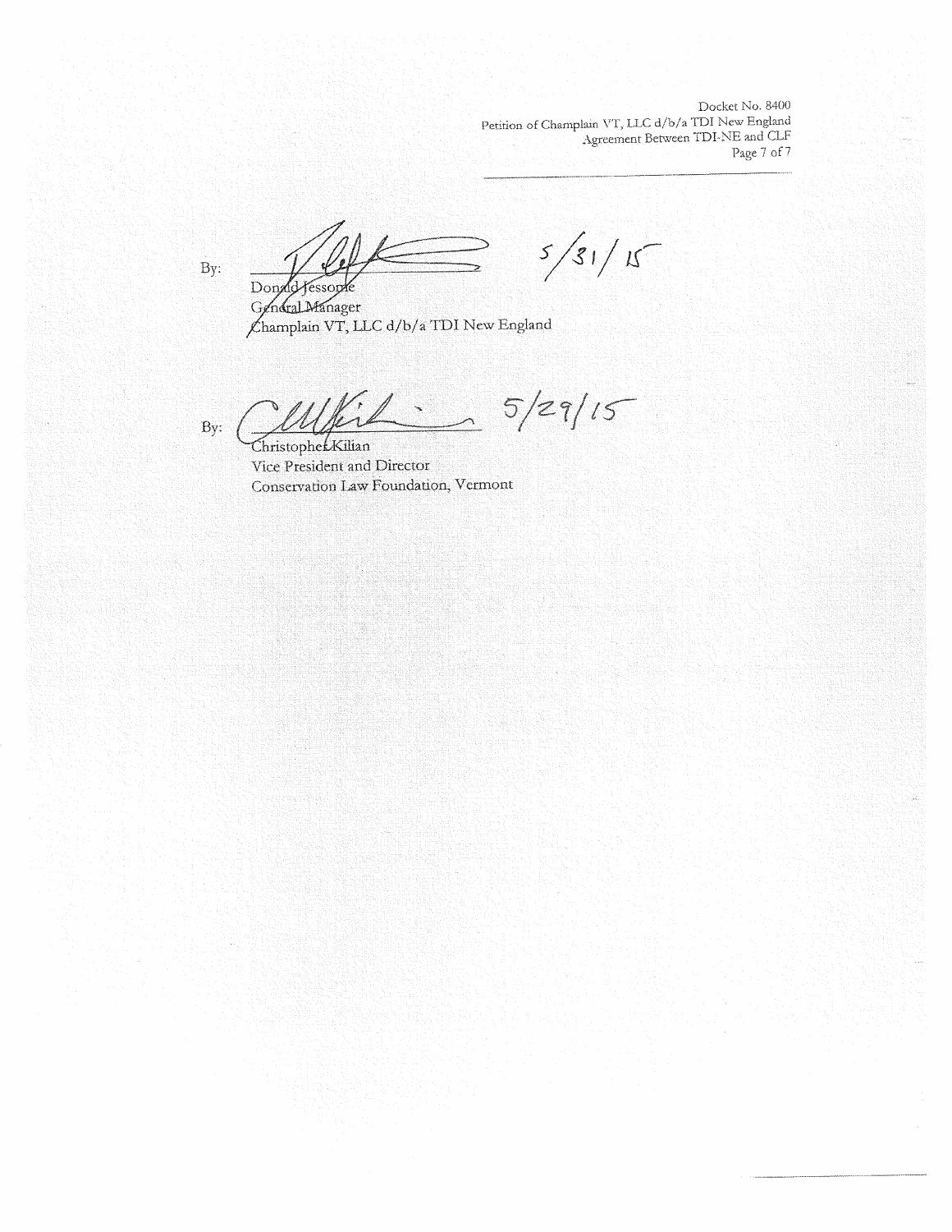By: _______________ 5/31/15

Donald Jessome
General Manager
Champlain VT, LLC d/b/a TDI New England

By: _______________ 5/29/15

Christopher Kilian
Vice President and Director
Conservation Law Foundation, Vermont